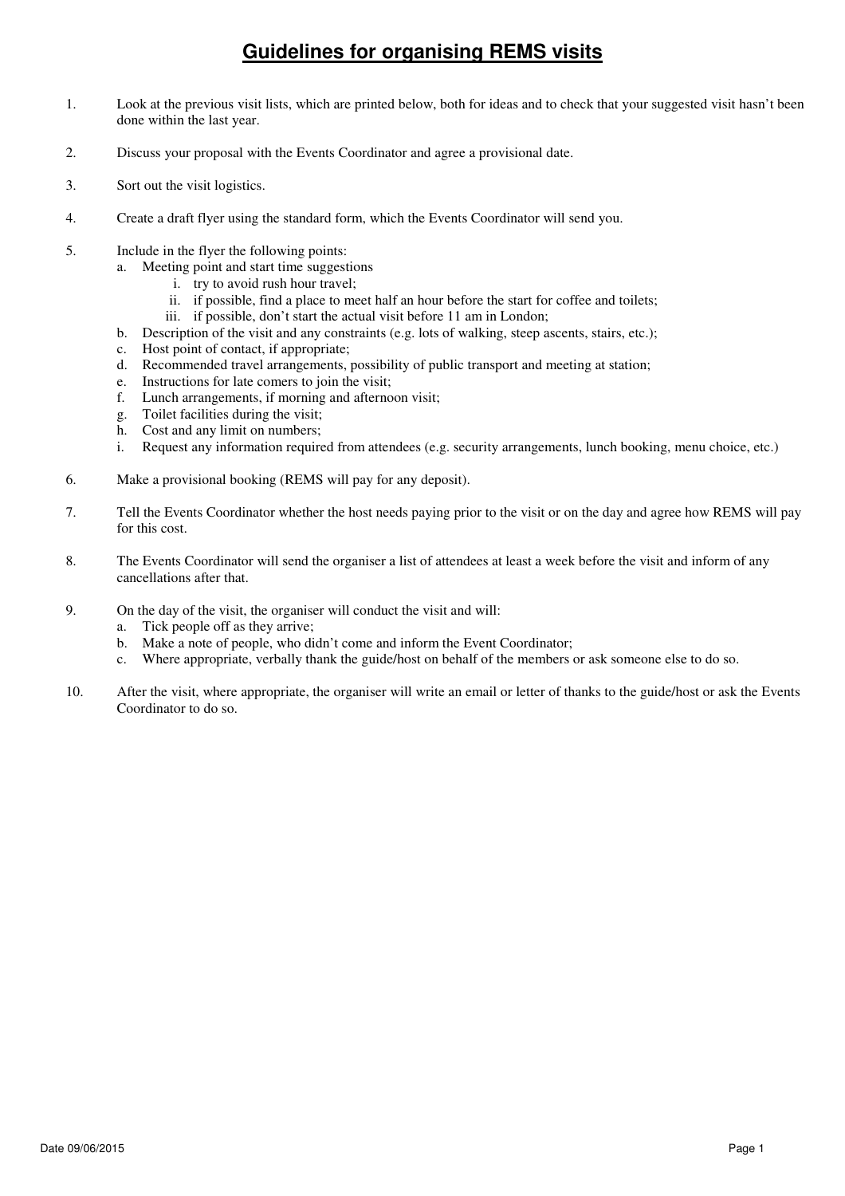# Guidelines for organising REMS visits

1. Look at the previous visit lists, which are printed below, both for ideas and to check that your suggested visit hasn't been done within the last year.

2. Discuss your proposal with the Events Coordinator and agree a provisional date.

3. Sort out the visit logistics.

4. Create a draft flyer using the standard form, which the Events Coordinator will send you.

5. Include in the flyer the following points:
   a. Meeting point and start time suggestions
      i. try to avoid rush hour travel;
      ii. if possible, find a place to meet half an hour before the start for coffee and toilets;
      iii. if possible, don't start the actual visit before 11 am in London;
   b. Description of the visit and any constraints (e.g. lots of walking, steep ascents, stairs, etc.);
   c. Host point of contact, if appropriate;
   d. Recommended travel arrangements, possibility of public transport and meeting at station;
   e. Instructions for late comers to join the visit;
   f. Lunch arrangements, if morning and afternoon visit;
   g. Toilet facilities during the visit;
   h. Cost and any limit on numbers;
   i. Request any information required from attendees (e.g. security arrangements, lunch booking, menu choice, etc.)

6. Make a provisional booking (REMS will pay for any deposit).

7. Tell the Events Coordinator whether the host needs paying prior to the visit or on the day and agree how REMS will pay for this cost.

8. The Events Coordinator will send the organiser a list of attendees at least a week before the visit and inform of any cancellations after that.

9. On the day of the visit, the organiser will conduct the visit and will:
   a. Tick people off as they arrive;
   b. Make a note of people, who didn't come and inform the Event Coordinator;
   c. Where appropriate, verbally thank the guide/host on behalf of the members or ask someone else to do so.

10. After the visit, where appropriate, the organiser will write an email or letter of thanks to the guide/host or ask the Events Coordinator to do so.

Date 09/06/2015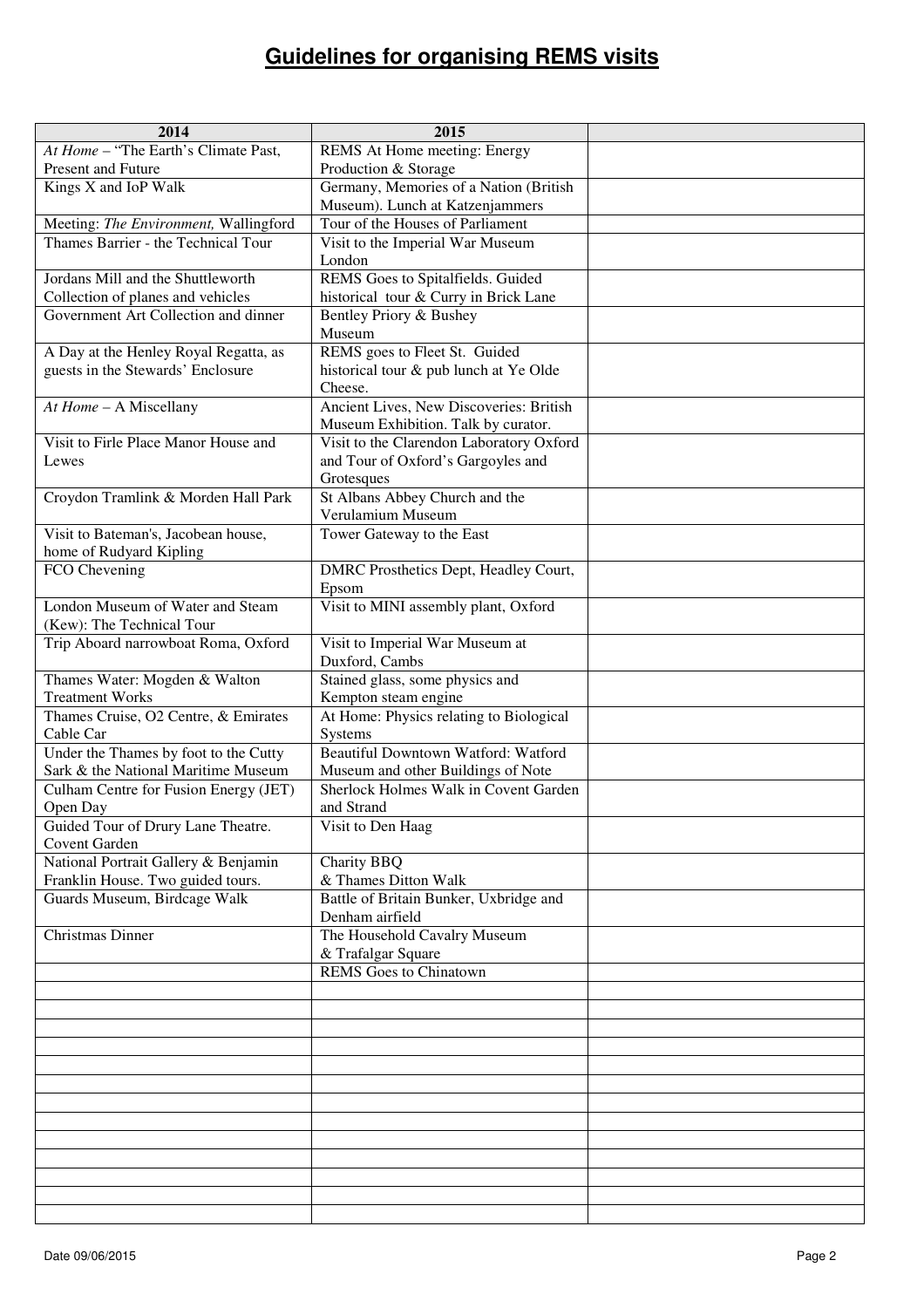# Guidelines for organising REMS visits

| 2014 | 2015 | |
|---|---|---|
| *At Home* – "The Earth's Climate Past, Present and Future | REMS At Home meeting: Energy Production & Storage | |
| Kings X and IoP Walk | Germany, Memories of a Nation (British Museum). Lunch at Katzenjammers | |
| Meeting: *The Environment,* Wallingford | Tour of the Houses of Parliament | |
| Thames Barrier - the Technical Tour | Visit to the Imperial War Museum London | |
| Jordans Mill and the Shuttleworth Collection of planes and vehicles | REMS Goes to Spitalfields. Guided historical tour & Curry in Brick Lane | |
| Government Art Collection and dinner | Bentley Priory & Bushey Museum | |
| A Day at the Henley Royal Regatta, as guests in the Stewards' Enclosure | REMS goes to Fleet St. Guided historical tour & pub lunch at Ye Olde Cheese. | |
| *At Home* – A Miscellany | Ancient Lives, New Discoveries: British Museum Exhibition. Talk by curator. | |
| Visit to Firle Place Manor House and Lewes | Visit to the Clarendon Laboratory Oxford and Tour of Oxford's Gargoyles and Grotesques | |
| Croydon Tramlink & Morden Hall Park | St Albans Abbey Church and the Verulamium Museum | |
| Visit to Bateman's, Jacobean house, home of Rudyard Kipling | Tower Gateway to the East | |
| FCO Chevening | DMRC Prosthetics Dept, Headley Court, Epsom | |
| London Museum of Water and Steam (Kew): The Technical Tour | Visit to MINI assembly plant, Oxford | |
| Trip Aboard narrowboat Roma, Oxford | Visit to Imperial War Museum at Duxford, Cambs | |
| Thames Water: Mogden & Walton Treatment Works | Stained glass, some physics and Kempton steam engine | |
| Thames Cruise, O2 Centre, & Emirates Cable Car | At Home: Physics relating to Biological Systems | |
| Under the Thames by foot to the Cutty Sark & the National Maritime Museum | Beautiful Downtown Watford: Watford Museum and other Buildings of Note | |
| Culham Centre for Fusion Energy (JET) Open Day | Sherlock Holmes Walk in Covent Garden and Strand | |
| Guided Tour of Drury Lane Theatre. Covent Garden | Visit to Den Haag | |
| National Portrait Gallery & Benjamin Franklin House. Two guided tours. | Charity BBQ & Thames Ditton Walk | |
| Guards Museum, Birdcage Walk | Battle of Britain Bunker, Uxbridge and Denham airfield | |
| Christmas Dinner | The Household Cavalry Museum & Trafalgar Square | |
| | REMS Goes to Chinatown | |
| | | |
| | | |
| | | |
| | | |
| | | |
| | | |
| | | |
| | | |
| | | |
| | | |
| | | |
| | | |
| | | |

Date 09/06/2015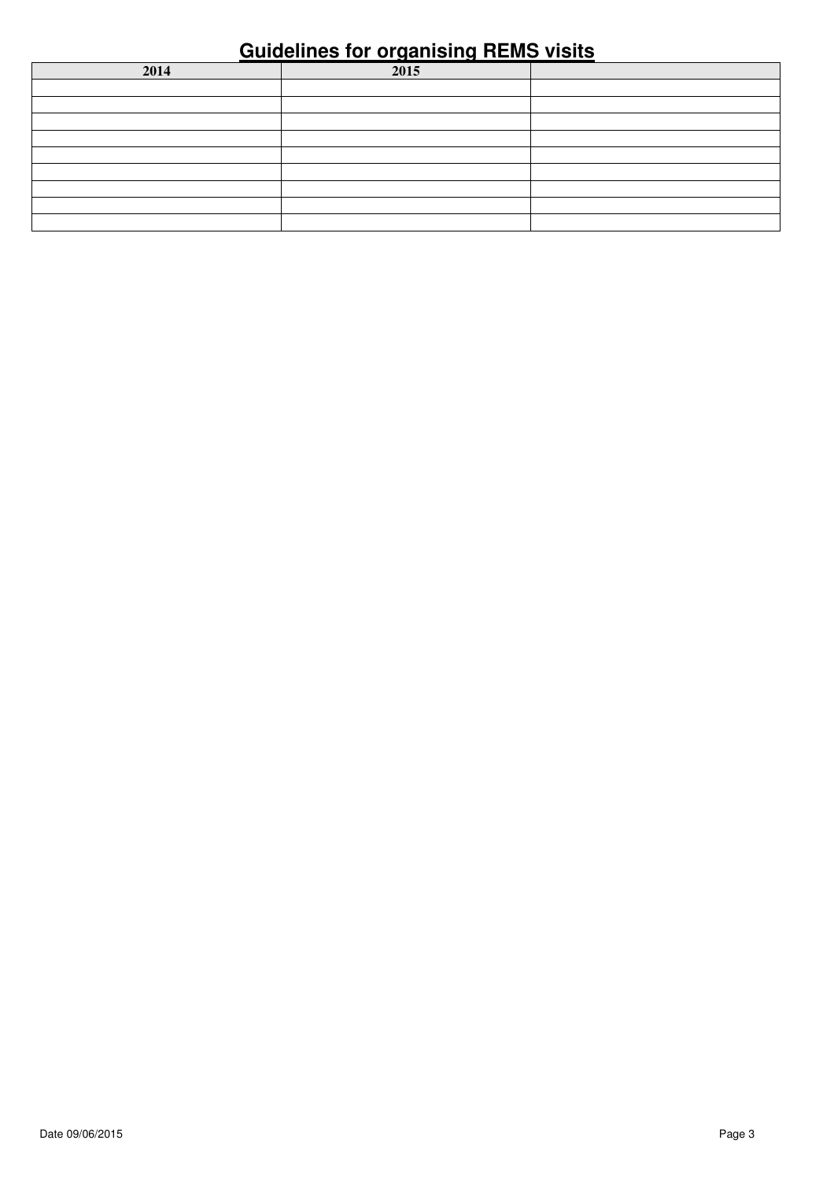# Guidelines for organising REMS visits

| 2014 | 2015 | |
|---|---|---|
| | | |
| | | |
| | | |
| | | |
| | | |
| | | |
| | | |
| | | |
| | | |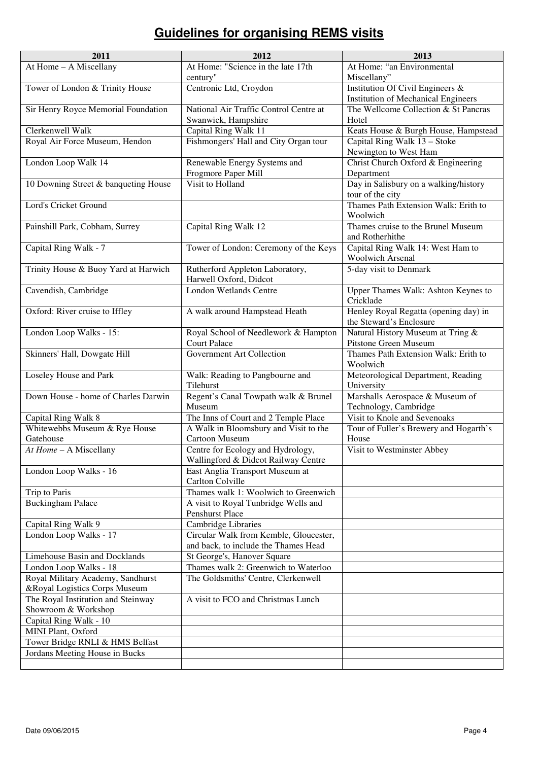# Guidelines for organising REMS visits

| 2011 | 2012 | 2013 |
|---|---|---|
| At Home – A Miscellany | At Home: "Science in the late 17th century" | At Home: "an Environmental Miscellany" |
| Tower of London & Trinity House | Centronic Ltd, Croydon | Institution Of Civil Engineers & Institution of Mechanical Engineers |
| Sir Henry Royce Memorial Foundation | National Air Traffic Control Centre at Swanwick, Hampshire | The Wellcome Collection & St Pancras Hotel |
| Clerkenwell Walk | Capital Ring Walk 11 | Keats House & Burgh House, Hampstead |
| Royal Air Force Museum, Hendon | Fishmongers' Hall and City Organ tour | Capital Ring Walk 13 – Stoke Newington to West Ham |
| London Loop Walk 14 | Renewable Energy Systems and Frogmore Paper Mill | Christ Church Oxford & Engineering Department |
| 10 Downing Street & banqueting House | Visit to Holland | Day in Salisbury on a walking/history tour of the city |
| Lord's Cricket Ground | | Thames Path Extension Walk: Erith to Woolwich |
| Painshill Park, Cobham, Surrey | Capital Ring Walk 12 | Thames cruise to the Brunel Museum and Rotherhithe |
| Capital Ring Walk - 7 | Tower of London: Ceremony of the Keys | Capital Ring Walk 14: West Ham to Woolwich Arsenal |
| Trinity House & Buoy Yard at Harwich | Rutherford Appleton Laboratory, Harwell Oxford, Didcot | 5-day visit to Denmark |
| Cavendish, Cambridge | London Wetlands Centre | Upper Thames Walk: Ashton Keynes to Cricklade |
| Oxford: River cruise to Iffley | A walk around Hampstead Heath | Henley Royal Regatta (opening day) in the Steward's Enclosure |
| London Loop Walks - 15: | Royal School of Needlework & Hampton Court Palace | Natural History Museum at Tring & Pitstone Green Museum |
| Skinners' Hall, Dowgate Hill | Government Art Collection | Thames Path Extension Walk: Erith to Woolwich |
| Loseley House and Park | Walk: Reading to Pangbourne and Tilehurst | Meteorological Department, Reading University |
| Down House - home of Charles Darwin | Regent's Canal Towpath walk & Brunel Museum | Marshalls Aerospace & Museum of Technology, Cambridge |
| Capital Ring Walk 8 | The Inns of Court and 2 Temple Place | Visit to Knole and Sevenoaks |
| Whitewebbs Museum & Rye House Gatehouse | A Walk in Bloomsbury and Visit to the Cartoon Museum | Tour of Fuller's Brewery and Hogarth's House |
| *At Home* – A Miscellany | Centre for Ecology and Hydrology, Wallingford & Didcot Railway Centre | Visit to Westminster Abbey |
| London Loop Walks - 16 | East Anglia Transport Museum at Carlton Colville | |
| Trip to Paris | Thames walk 1: Woolwich to Greenwich | |
| Buckingham Palace | A visit to Royal Tunbridge Wells and Penshurst Place | |
| Capital Ring Walk 9 | Cambridge Libraries | |
| London Loop Walks - 17 | Circular Walk from Kemble, Gloucester, and back, to include the Thames Head | |
| Limehouse Basin and Docklands | St George's, Hanover Square | |
| London Loop Walks - 18 | Thames walk 2: Greenwich to Waterloo | |
| Royal Military Academy, Sandhurst &Royal Logistics Corps Museum | The Goldsmiths' Centre, Clerkenwell | |
| The Royal Institution and Steinway Showroom & Workshop | A visit to FCO and Christmas Lunch | |
| Capital Ring Walk - 10 | | |
| MINI Plant, Oxford | | |
| Tower Bridge RNLI & HMS Belfast | | |
| Jordans Meeting House in Bucks | | |
| | | |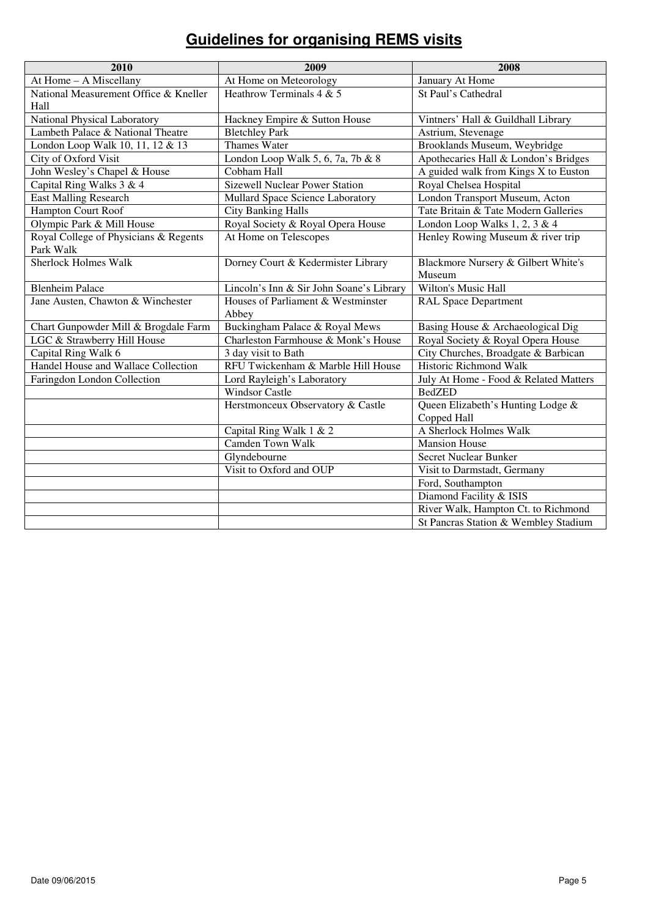# Guidelines for organising REMS visits

| 2010 | 2009 | 2008 |
|---|---|---|
| At Home – A Miscellany | At Home on Meteorology | January At Home |
| National Measurement Office & Kneller Hall | Heathrow Terminals 4 & 5 | St Paul's Cathedral |
| National Physical Laboratory | Hackney Empire & Sutton House | Vintners' Hall & Guildhall Library |
| Lambeth Palace & National Theatre | Bletchley Park | Astrium, Stevenage |
| London Loop Walk 10, 11, 12 & 13 | Thames Water | Brooklands Museum, Weybridge |
| City of Oxford Visit | London Loop Walk 5, 6, 7a, 7b & 8 | Apothecaries Hall & London's Bridges |
| John Wesley's Chapel & House | Cobham Hall | A guided walk from Kings X to Euston |
| Capital Ring Walks 3 & 4 | Sizewell Nuclear Power Station | Royal Chelsea Hospital |
| East Malling Research | Mullard Space Science Laboratory | London Transport Museum, Acton |
| Hampton Court Roof | City Banking Halls | Tate Britain & Tate Modern Galleries |
| Olympic Park & Mill House | Royal Society & Royal Opera House | London Loop Walks 1, 2, 3 & 4 |
| Royal College of Physicians & Regents Park Walk | At Home on Telescopes | Henley Rowing Museum & river trip |
| Sherlock Holmes Walk | Dorney Court & Kedermister Library | Blackmore Nursery & Gilbert White's Museum |
| Blenheim Palace | Lincoln's Inn & Sir John Soane's Library | Wilton's Music Hall |
| Jane Austen, Chawton & Winchester | Houses of Parliament & Westminster Abbey | RAL Space Department |
| Chart Gunpowder Mill & Brogdale Farm | Buckingham Palace & Royal Mews | Basing House & Archaeological Dig |
| LGC & Strawberry Hill House | Charleston Farmhouse & Monk's House | Royal Society & Royal Opera House |
| Capital Ring Walk 6 | 3 day visit to Bath | City Churches, Broadgate & Barbican |
| Handel House and Wallace Collection | RFU Twickenham & Marble Hill House | Historic Richmond Walk |
| Faringdon London Collection | Lord Rayleigh's Laboratory | July At Home - Food & Related Matters |
| | Windsor Castle | BedZED |
| | Herstmonceux Observatory & Castle | Queen Elizabeth's Hunting Lodge & Copped Hall |
| | Capital Ring Walk 1 & 2 | A Sherlock Holmes Walk |
| | Camden Town Walk | Mansion House |
| | Glyndebourne | Secret Nuclear Bunker |
| | Visit to Oxford and OUP | Visit to Darmstadt, Germany |
| | | Ford, Southampton |
| | | Diamond Facility & ISIS |
| | | River Walk, Hampton Ct. to Richmond |
| | | St Pancras Station & Wembley Stadium |

Date 09/06/2015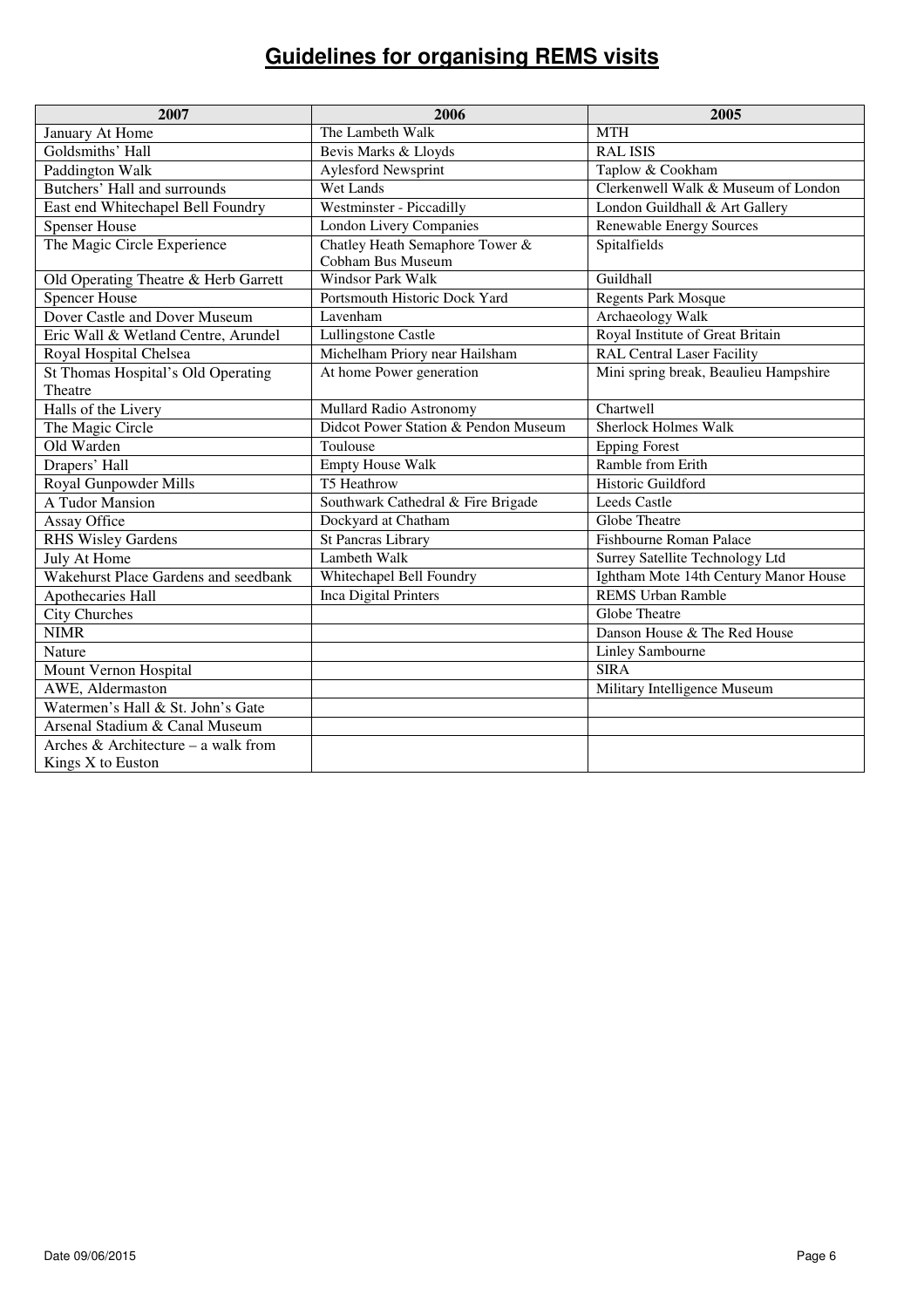## Guidelines for organising REMS visits

| 2007 | 2006 | 2005 |
|---|---|---|
| January At Home | The Lambeth Walk | MTH |
| Goldsmiths' Hall | Bevis Marks & Lloyds | RAL ISIS |
| Paddington Walk | Aylesford Newsprint | Taplow & Cookham |
| Butchers' Hall and surrounds | Wet Lands | Clerkenwell Walk & Museum of London |
| East end Whitechapel Bell Foundry | Westminster - Piccadilly | London Guildhall & Art Gallery |
| Spenser House | London Livery Companies | Renewable Energy Sources |
| The Magic Circle Experience | Chatley Heath Semaphore Tower & Cobham Bus Museum | Spitalfields |
| Old Operating Theatre & Herb Garrett | Windsor Park Walk | Guildhall |
| Spencer House | Portsmouth Historic Dock Yard | Regents Park Mosque |
| Dover Castle and Dover Museum | Lavenham | Archaeology Walk |
| Eric Wall & Wetland Centre, Arundel | Lullingstone Castle | Royal Institute of Great Britain |
| Royal Hospital Chelsea | Michelham Priory near Hailsham | RAL Central Laser Facility |
| St Thomas Hospital's Old Operating Theatre | At home Power generation | Mini spring break, Beaulieu Hampshire |
| Halls of the Livery | Mullard Radio Astronomy | Chartwell |
| The Magic Circle | Didcot Power Station & Pendon Museum | Sherlock Holmes Walk |
| Old Warden | Toulouse | Epping Forest |
| Drapers' Hall | Empty House Walk | Ramble from Erith |
| Royal Gunpowder Mills | T5 Heathrow | Historic Guildford |
| A Tudor Mansion | Southwark Cathedral & Fire Brigade | Leeds Castle |
| Assay Office | Dockyard at Chatham | Globe Theatre |
| RHS Wisley Gardens | St Pancras Library | Fishbourne Roman Palace |
| July At Home | Lambeth Walk | Surrey Satellite Technology Ltd |
| Wakehurst Place Gardens and seedbank | Whitechapel Bell Foundry | Ightham Mote 14th Century Manor House |
| Apothecaries Hall | Inca Digital Printers | REMS Urban Ramble |
| City Churches | | Globe Theatre |
| NIMR | | Danson House & The Red House |
| Nature | | Linley Sambourne |
| Mount Vernon Hospital | | SIRA |
| AWE, Aldermaston | | Military Intelligence Museum |
| Watermen's Hall & St. John's Gate | | |
| Arsenal Stadium & Canal Museum | | |
| Arches & Architecture – a walk from Kings X to Euston | | |

Date 09/06/2015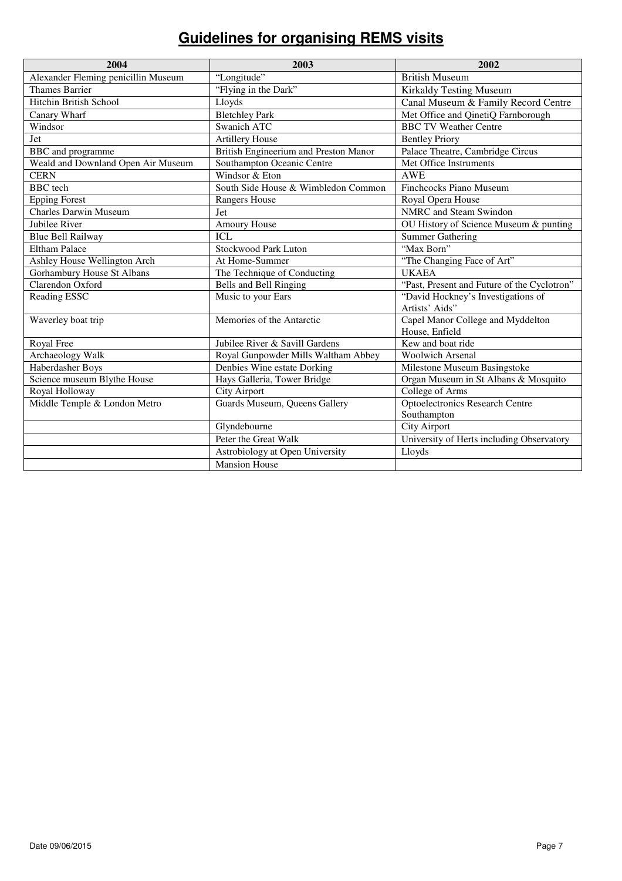# Guidelines for organising REMS visits

| 2004 | 2003 | 2002 |
|---|---|---|
| Alexander Fleming penicillin Museum | "Longitude" | British Museum |
| Thames Barrier | "Flying in the Dark" | Kirkaldy Testing Museum |
| Hitchin British School | Lloyds | Canal Museum & Family Record Centre |
| Canary Wharf | Bletchley Park | Met Office and QinetiQ Farnborough |
| Windsor | Swanich ATC | BBC TV Weather Centre |
| Jet | Artillery House | Bentley Priory |
| BBC and programme | British Engineerium and Preston Manor | Palace Theatre, Cambridge Circus |
| Weald and Downland Open Air Museum | Southampton Oceanic Centre | Met Office Instruments |
| CERN | Windsor & Eton | AWE |
| BBC tech | South Side House & Wimbledon Common | Finchcocks Piano Museum |
| Epping Forest | Rangers House | Royal Opera House |
| Charles Darwin Museum | Jet | NMRC and Steam Swindon |
| Jubilee River | Amoury House | OU History of Science Museum & punting |
| Blue Bell Railway | ICL | Summer Gathering |
| Eltham Palace | Stockwood Park Luton | "Max Born" |
| Ashley House Wellington Arch | At Home-Summer | "The Changing Face of Art" |
| Gorhambury House St Albans | The Technique of Conducting | UKAEA |
| Clarendon Oxford | Bells and Bell Ringing | "Past, Present and Future of the Cyclotron" |
| Reading ESSC | Music to your Ears | "David Hockney's Investigations of Artists' Aids" |
| Waverley boat trip | Memories of the Antarctic | Capel Manor College and Myddelton House, Enfield |
| Royal Free | Jubilee River & Savill Gardens | Kew and boat ride |
| Archaeology Walk | Royal Gunpowder Mills Waltham Abbey | Woolwich Arsenal |
| Haberdasher Boys | Denbies Wine estate Dorking | Milestone Museum Basingstoke |
| Science museum Blythe House | Hays Galleria, Tower Bridge | Organ Museum in St Albans & Mosquito |
| Royal Holloway | City Airport | College of Arms |
| Middle Temple & London Metro | Guards Museum, Queens Gallery | Optoelectronics Research Centre Southampton |
| | Glyndebourne | City Airport |
| | Peter the Great Walk | University of Herts including Observatory |
| | Astrobiology at Open University | Lloyds |
| | Mansion House | |

Date 09/06/2015